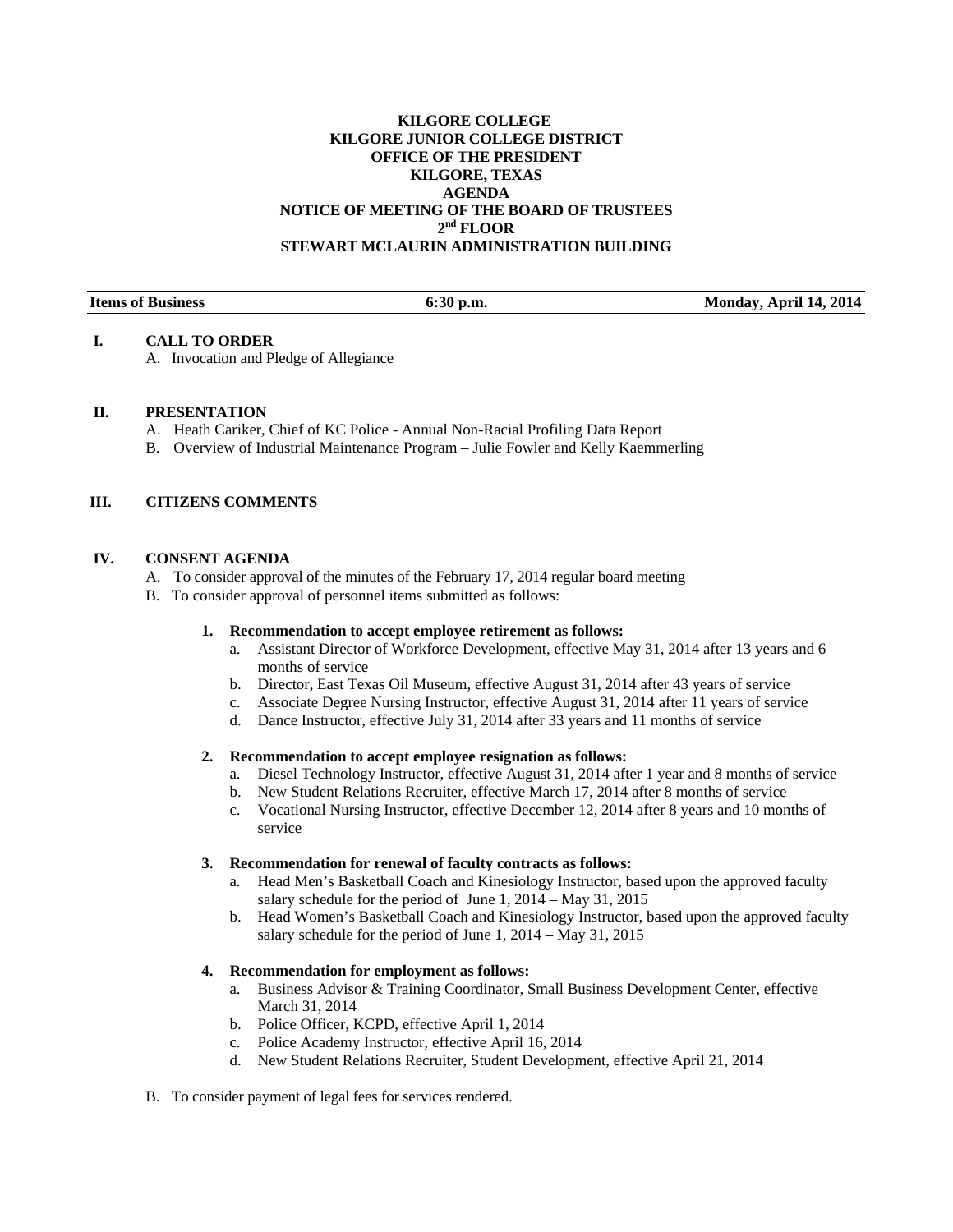**KILGORE COLLEGE**
**KILGORE JUNIOR COLLEGE DISTRICT**
**OFFICE OF THE PRESIDENT**
**KILGORE, TEXAS**
**AGENDA**
**NOTICE OF MEETING OF THE BOARD OF TRUSTEES**
**2nd FLOOR**
**STEWART MCLAURIN ADMINISTRATION BUILDING**

| **Items of Business** | **6:30 p.m.** | **Monday, April 14, 2014** |
|---|---|---|

## I. CALL TO ORDER

A. Invocation and Pledge of Allegiance

## II. PRESENTATION

A. Heath Cariker, Chief of KC Police - Annual Non-Racial Profiling Data Report
B. Overview of Industrial Maintenance Program – Julie Fowler and Kelly Kaemmerling

## III. CITIZENS COMMENTS

## IV. CONSENT AGENDA

A. To consider approval of the minutes of the February 17, 2014 regular board meeting
B. To consider approval of personnel items submitted as follows:

1. **Recommendation to accept employee retirement as follows:**
   a. Assistant Director of Workforce Development, effective May 31, 2014 after 13 years and 6 months of service
   b. Director, East Texas Oil Museum, effective August 31, 2014 after 43 years of service
   c. Associate Degree Nursing Instructor, effective August 31, 2014 after 11 years of service
   d. Dance Instructor, effective July 31, 2014 after 33 years and 11 months of service

2. **Recommendation to accept employee resignation as follows:**
   a. Diesel Technology Instructor, effective August 31, 2014 after 1 year and 8 months of service
   b. New Student Relations Recruiter, effective March 17, 2014 after 8 months of service
   c. Vocational Nursing Instructor, effective December 12, 2014 after 8 years and 10 months of service

3. **Recommendation for renewal of faculty contracts as follows:**
   a. Head Men's Basketball Coach and Kinesiology Instructor, based upon the approved faculty salary schedule for the period of June 1, 2014 – May 31, 2015
   b. Head Women's Basketball Coach and Kinesiology Instructor, based upon the approved faculty salary schedule for the period of June 1, 2014 – May 31, 2015

4. **Recommendation for employment as follows:**
   a. Business Advisor & Training Coordinator, Small Business Development Center, effective March 31, 2014
   b. Police Officer, KCPD, effective April 1, 2014
   c. Police Academy Instructor, effective April 16, 2014
   d. New Student Relations Recruiter, Student Development, effective April 21, 2014

B. To consider payment of legal fees for services rendered.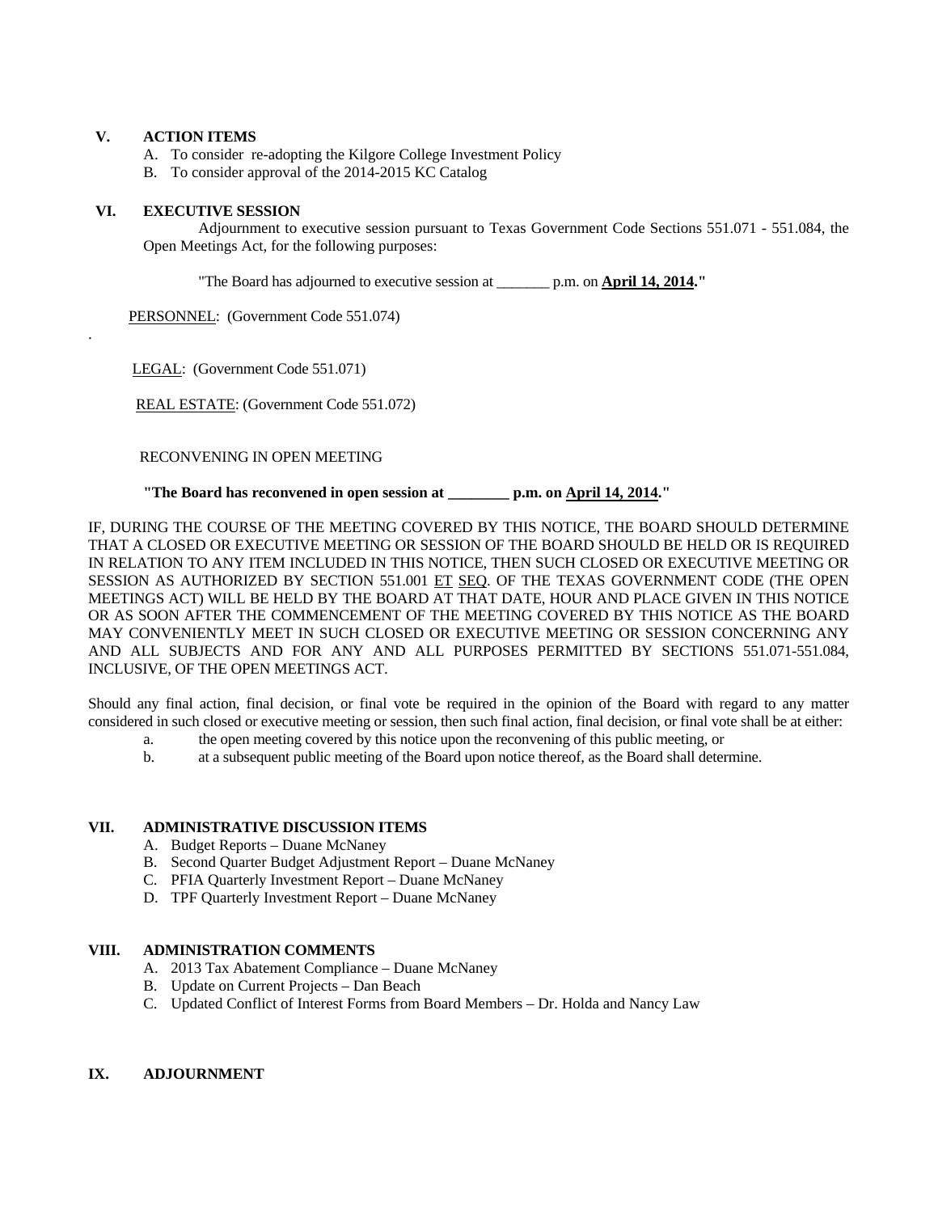## V. ACTION ITEMS

A. To consider re-adopting the Kilgore College Investment Policy
B. To consider approval of the 2014-2015 KC Catalog

## VI. EXECUTIVE SESSION

Adjournment to executive session pursuant to Texas Government Code Sections 551.071 - 551.084, the Open Meetings Act, for the following purposes:

"The Board has adjourned to executive session at _______ p.m. on **April 14, 2014**."

PERSONNEL: (Government Code 551.074)

.

LEGAL: (Government Code 551.071)

REAL ESTATE: (Government Code 551.072)

RECONVENING IN OPEN MEETING

**"The Board has reconvened in open session at ________ p.m. on April 14, 2014."**

IF, DURING THE COURSE OF THE MEETING COVERED BY THIS NOTICE, THE BOARD SHOULD DETERMINE THAT A CLOSED OR EXECUTIVE MEETING OR SESSION OF THE BOARD SHOULD BE HELD OR IS REQUIRED IN RELATION TO ANY ITEM INCLUDED IN THIS NOTICE, THEN SUCH CLOSED OR EXECUTIVE MEETING OR SESSION AS AUTHORIZED BY SECTION 551.001 ET SEQ. OF THE TEXAS GOVERNMENT CODE (THE OPEN MEETINGS ACT) WILL BE HELD BY THE BOARD AT THAT DATE, HOUR AND PLACE GIVEN IN THIS NOTICE OR AS SOON AFTER THE COMMENCEMENT OF THE MEETING COVERED BY THIS NOTICE AS THE BOARD MAY CONVENIENTLY MEET IN SUCH CLOSED OR EXECUTIVE MEETING OR SESSION CONCERNING ANY AND ALL SUBJECTS AND FOR ANY AND ALL PURPOSES PERMITTED BY SECTIONS 551.071-551.084, INCLUSIVE, OF THE OPEN MEETINGS ACT.

Should any final action, final decision, or final vote be required in the opinion of the Board with regard to any matter considered in such closed or executive meeting or session, then such final action, final decision, or final vote shall be at either:

a. the open meeting covered by this notice upon the reconvening of this public meeting, or
b. at a subsequent public meeting of the Board upon notice thereof, as the Board shall determine.

## VII. ADMINISTRATIVE DISCUSSION ITEMS

A. Budget Reports – Duane McNaney
B. Second Quarter Budget Adjustment Report – Duane McNaney
C. PFIA Quarterly Investment Report – Duane McNaney
D. TPF Quarterly Investment Report – Duane McNaney

## VIII. ADMINISTRATION COMMENTS

A. 2013 Tax Abatement Compliance – Duane McNaney
B. Update on Current Projects – Dan Beach
C. Updated Conflict of Interest Forms from Board Members – Dr. Holda and Nancy Law

## IX. ADJOURNMENT